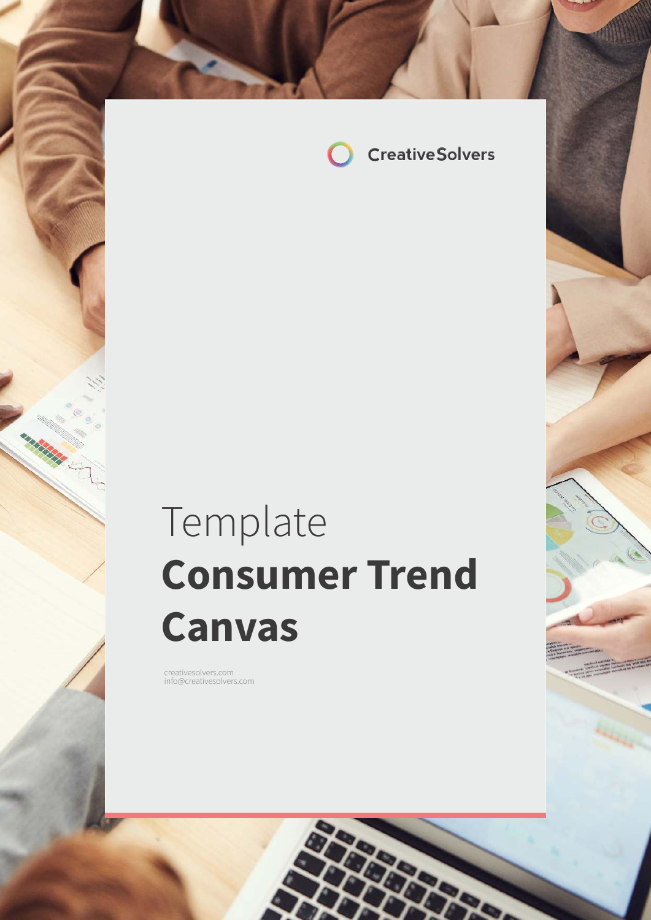CreativeSolvers

Template

# Consumer Trend Canvas

creativesolvers.com
info@creativesolvers.com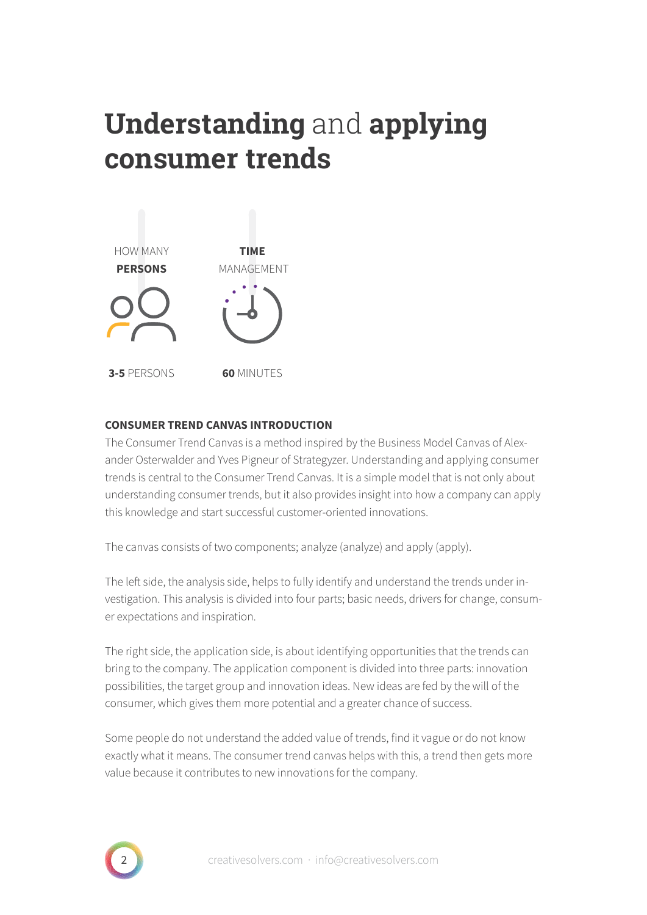# **Understanding** and **applying consumer trends**

HOW MANY **PERSONS**

**3-5** PERSONS

**TIME** MANAGEMENT

**60** MINUTES

**CONSUMER TREND CANVAS INTRODUCTION**

The Consumer Trend Canvas is a method inspired by the Business Model Canvas of Alexander Osterwalder and Yves Pigneur of Strategyzer. Understanding and applying consumer trends is central to the Consumer Trend Canvas. It is a simple model that is not only about understanding consumer trends, but it also provides insight into how a company can apply this knowledge and start successful customer-oriented innovations.

The canvas consists of two components; analyze (analyze) and apply (apply).

The left side, the analysis side, helps to fully identify and understand the trends under investigation. This analysis is divided into four parts; basic needs, drivers for change, consumer expectations and inspiration.

The right side, the application side, is about identifying opportunities that the trends can bring to the company. The application component is divided into three parts: innovation possibilities, the target group and innovation ideas. New ideas are fed by the will of the consumer, which gives them more potential and a greater chance of success.

Some people do not understand the added value of trends, find it vague or do not know exactly what it means. The consumer trend canvas helps with this, a trend then gets more value because it contributes to new innovations for the company.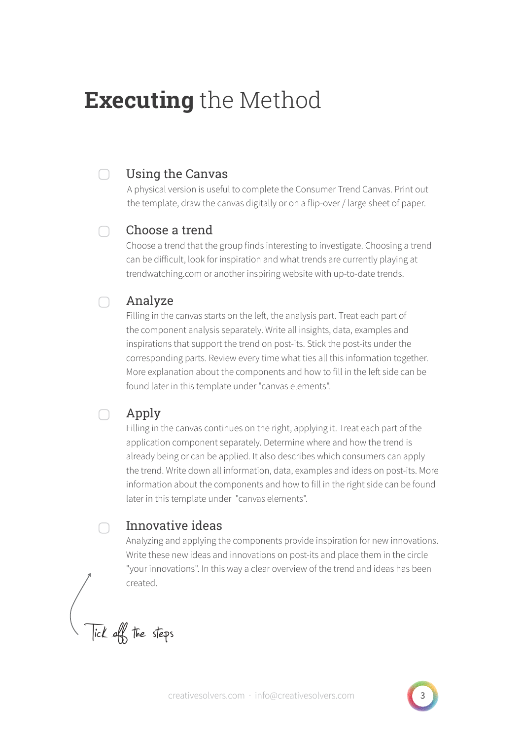# **Executing** the Method

- [ ] **Using the Canvas**

  A physical version is useful to complete the Consumer Trend Canvas. Print out the template, draw the canvas digitally or on a flip-over / large sheet of paper.

- [ ] **Choose a trend**

  Choose a trend that the group finds interesting to investigate. Choosing a trend can be difficult, look for inspiration and what trends are currently playing at trendwatching.com or another inspiring website with up-to-date trends.

- [ ] **Analyze**

  Filling in the canvas starts on the left, the analysis part. Treat each part of the component analysis separately. Write all insights, data, examples and inspirations that support the trend on post-its. Stick the post-its under the corresponding parts. Review every time what ties all this information together. More explanation about the components and how to fill in the left side can be found later in this template under "canvas elements".

- [ ] **Apply**

  Filling in the canvas continues on the right, applying it. Treat each part of the application component separately. Determine where and how the trend is already being or can be applied. It also describes which consumers can apply the trend. Write down all information, data, examples and ideas on post-its. More information about the components and how to fill in the right side can be found later in this template under "canvas elements".

- [ ] **Innovative ideas**

  Analyzing and applying the components provide inspiration for new innovations. Write these new ideas and innovations on post-its and place them in the circle "your innovations". In this way a clear overview of the trend and ideas has been created.

*Tick off the steps*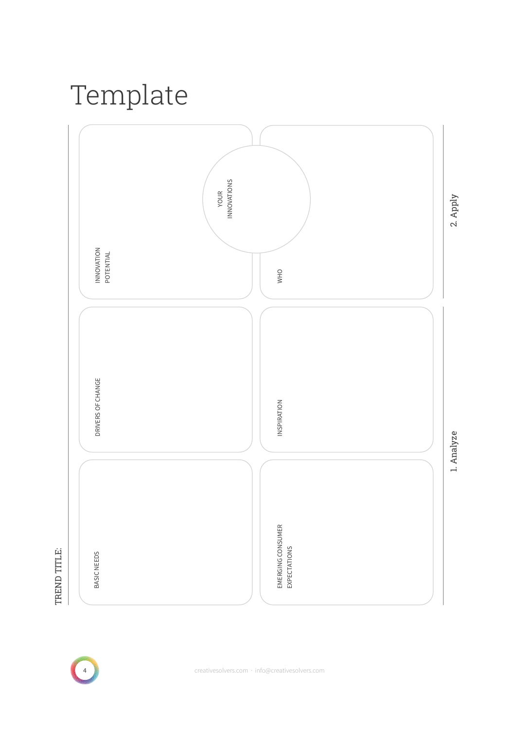# Template

TREND TITLE:

## 1. Analyze

BASIC NEEDS

DRIVERS OF CHANGE

EMERGING CONSUMER EXPECTATIONS

INSPIRATION

## 2. Apply

INNOVATION POTENTIAL

WHO

YOUR INNOVATIONS

creativesolvers.com · info@creativesolvers.com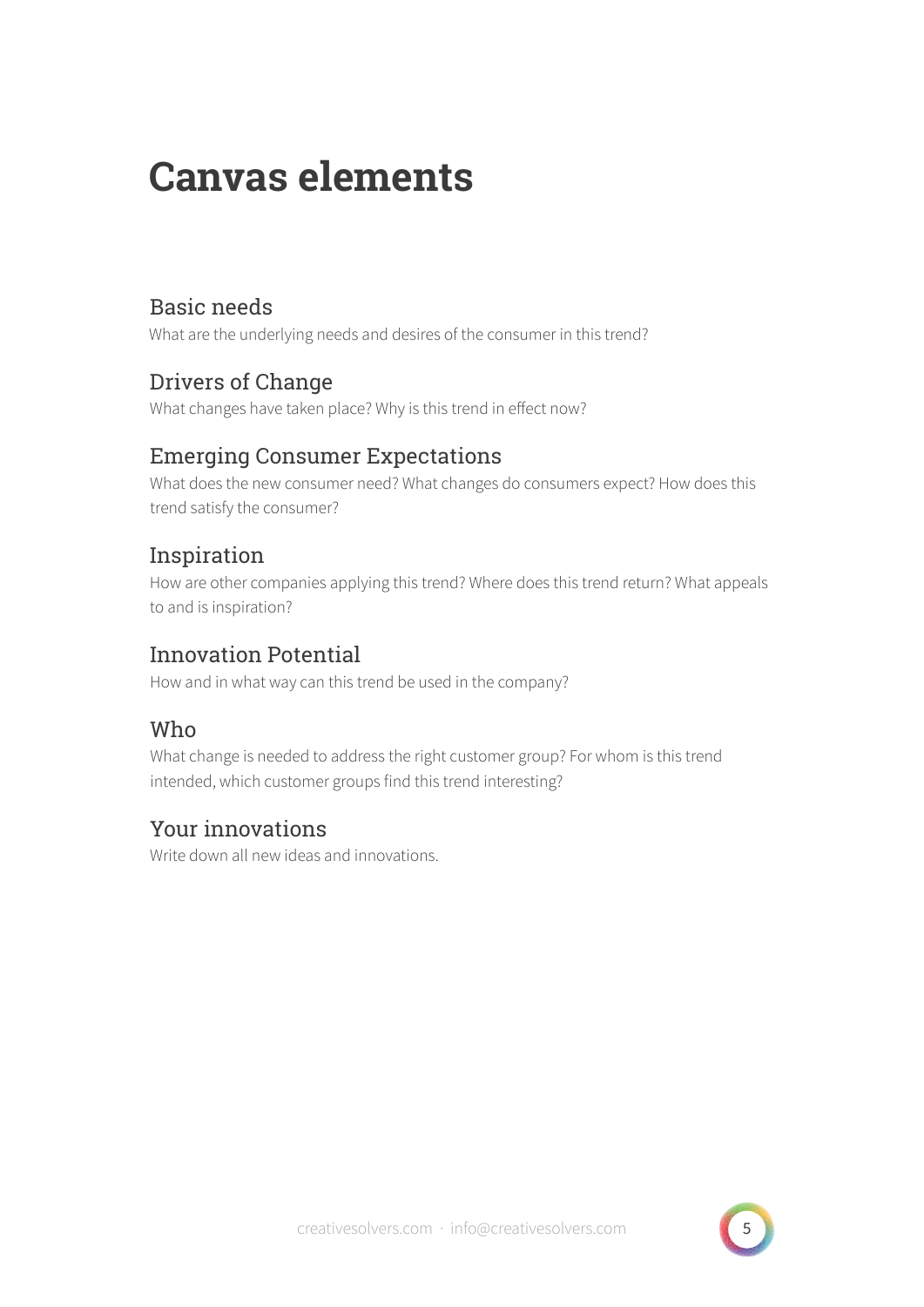# Canvas elements

## Basic needs

What are the underlying needs and desires of the consumer in this trend?

## Drivers of Change

What changes have taken place? Why is this trend in effect now?

## Emerging Consumer Expectations

What does the new consumer need? What changes do consumers expect? How does this trend satisfy the consumer?

## Inspiration

How are other companies applying this trend? Where does this trend return? What appeals to and is inspiration?

## Innovation Potential

How and in what way can this trend be used in the company?

## Who

What change is needed to address the right customer group? For whom is this trend intended, which customer groups find this trend interesting?

## Your innovations

Write down all new ideas and innovations.